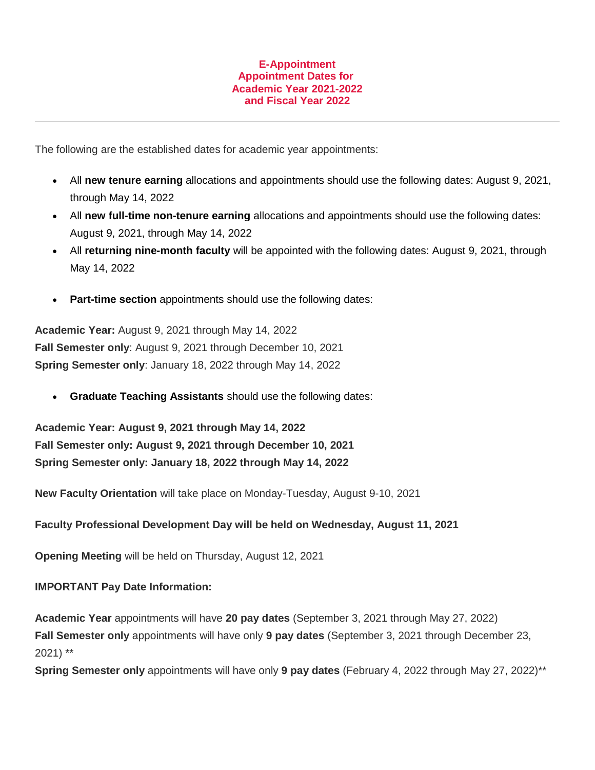# E-Appointment Appointment Dates for Academic Year 2021-2022 and Fiscal Year 2022

---

The following are the established dates for academic year appointments:

- All **new tenure earning** allocations and appointments should use the following dates: August 9, 2021, through May 14, 2022
- All **new full-time non-tenure earning** allocations and appointments should use the following dates: August 9, 2021, through May 14, 2022
- All **returning nine-month faculty** will be appointed with the following dates: August 9, 2021, through May 14, 2022
- **Part-time section** appointments should use the following dates:

**Academic Year:** August 9, 2021 through May 14, 2022
**Fall Semester only**: August 9, 2021 through December 10, 2021
**Spring Semester only**: January 18, 2022 through May 14, 2022

- **Graduate Teaching Assistants** should use the following dates:

**Academic Year: August 9, 2021 through May 14, 2022**
**Fall Semester only: August 9, 2021 through December 10, 2021**
**Spring Semester only: January 18, 2022 through May 14, 2022**

**New Faculty Orientation** will take place on Monday-Tuesday, August 9-10, 2021

**Faculty Professional Development Day will be held on Wednesday, August 11, 2021**

**Opening Meeting** will be held on Thursday, August 12, 2021

**IMPORTANT Pay Date Information:**

**Academic Year** appointments will have **20 pay dates** (September 3, 2021 through May 27, 2022)
**Fall Semester only** appointments will have only **9 pay dates** (September 3, 2021 through December 23, 2021) **
**Spring Semester only** appointments will have only **9 pay dates** (February 4, 2022 through May 27, 2022)**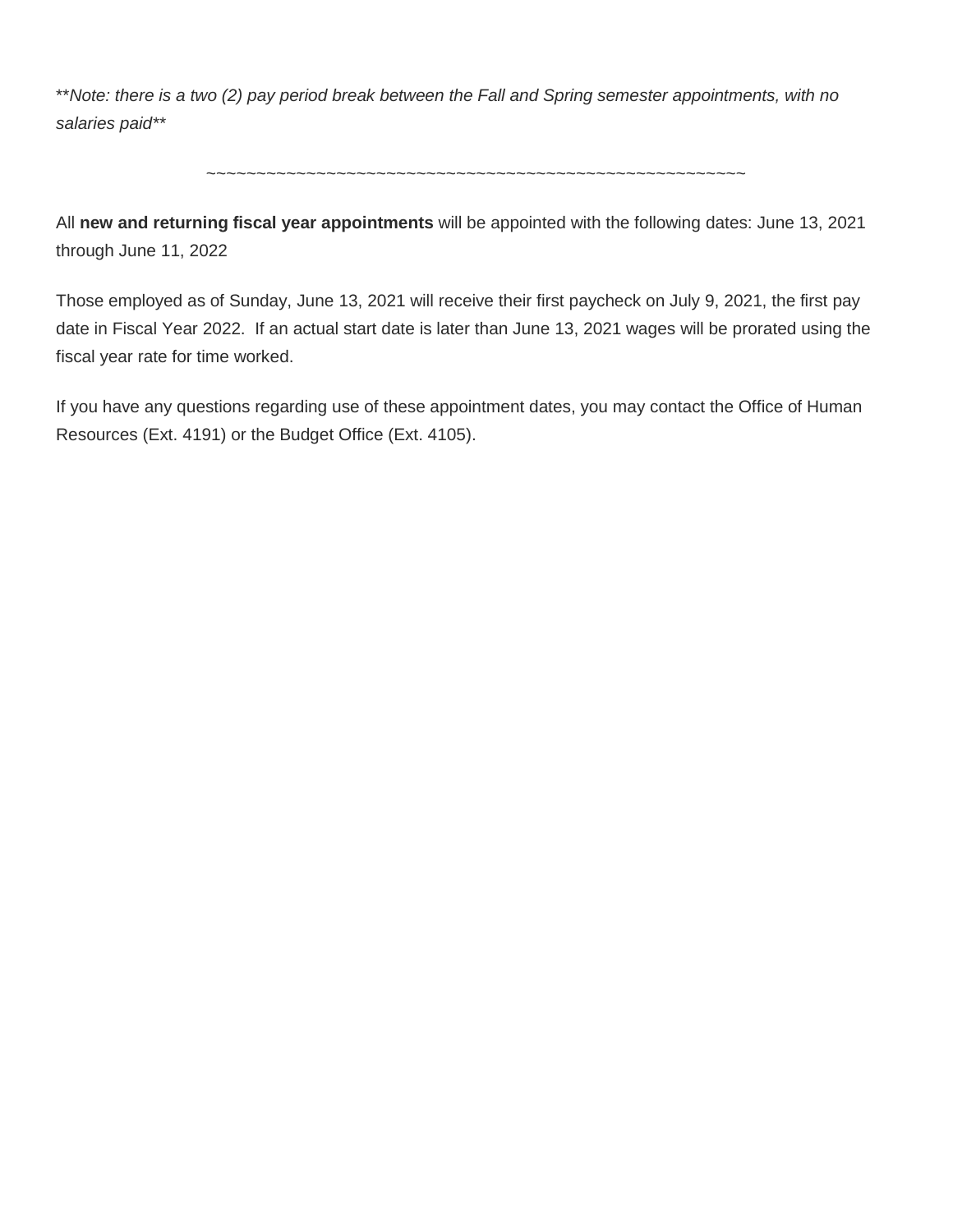***Note: there is a two (2) pay period break between the Fall and Spring semester appointments, with no salaries paid***

~~~~~~~~~~~~~~~~~~~~~~~~~~~~~~~~~~~~~~~~~~~~~~~~~~~~~~~

All **new and returning fiscal year appointments** will be appointed with the following dates: June 13, 2021 through June 11, 2022

Those employed as of Sunday, June 13, 2021 will receive their first paycheck on July 9, 2021, the first pay date in Fiscal Year 2022. If an actual start date is later than June 13, 2021 wages will be prorated using the fiscal year rate for time worked.

If you have any questions regarding use of these appointment dates, you may contact the Office of Human Resources (Ext. 4191) or the Budget Office (Ext. 4105).